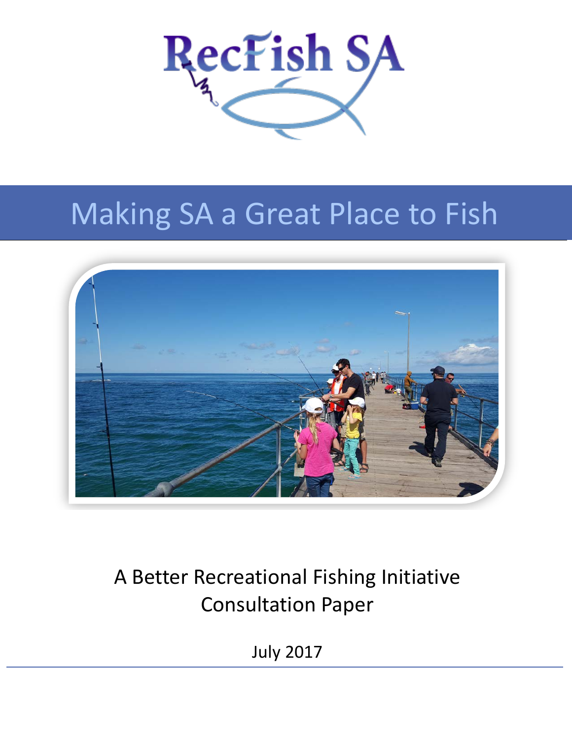RecFish SA

# Making SA a Great Place to Fish

A Better Recreational Fishing Initiative
Consultation Paper

July 2017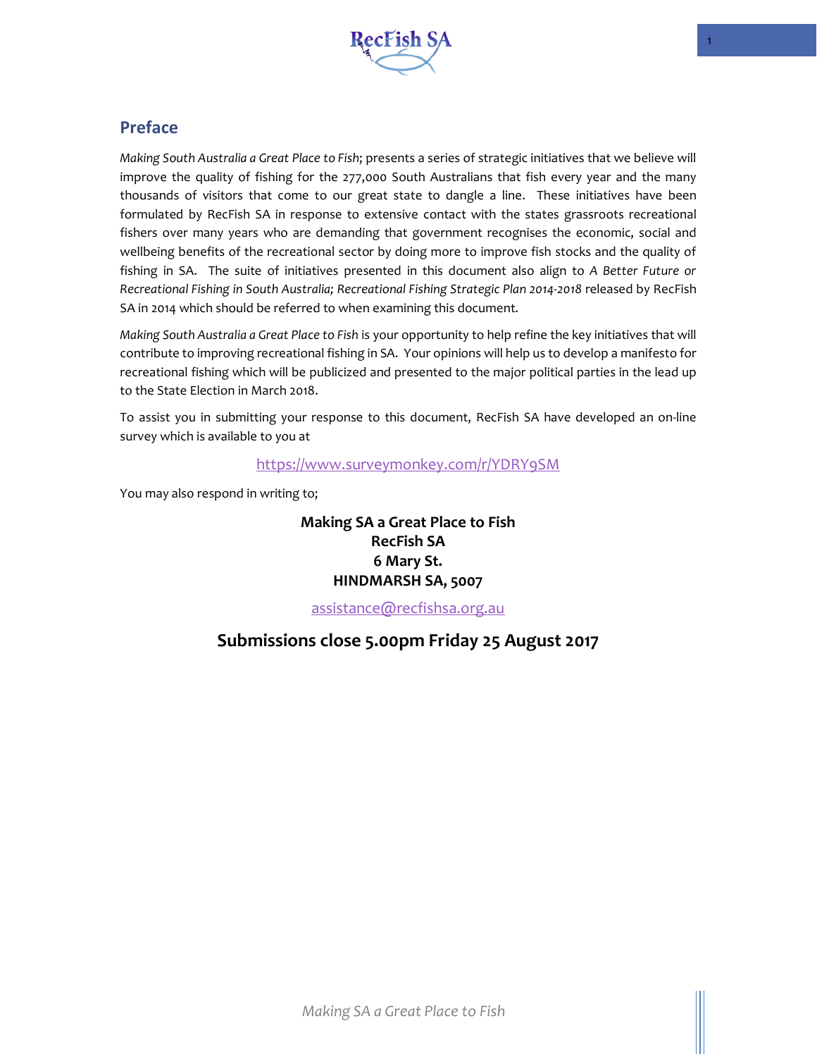## Preface

*Making South Australia a Great Place to Fish*; presents a series of strategic initiatives that we believe will improve the quality of fishing for the 277,000 South Australians that fish every year and the many thousands of visitors that come to our great state to dangle a line. These initiatives have been formulated by RecFish SA in response to extensive contact with the states grassroots recreational fishers over many years who are demanding that government recognises the economic, social and wellbeing benefits of the recreational sector by doing more to improve fish stocks and the quality of fishing in SA. The suite of initiatives presented in this document also align to *A Better Future or Recreational Fishing in South Australia; Recreational Fishing Strategic Plan 2014-2018* released by RecFish SA in 2014 which should be referred to when examining this document.

*Making South Australia a Great Place to Fish* is your opportunity to help refine the key initiatives that will contribute to improving recreational fishing in SA. Your opinions will help us to develop a manifesto for recreational fishing which will be publicized and presented to the major political parties in the lead up to the State Election in March 2018.

To assist you in submitting your response to this document, RecFish SA have developed an on-line survey which is available to you at

https://www.surveymonkey.com/r/YDRY9SM

You may also respond in writing to;

**Making SA a Great Place to Fish**
**RecFish SA**
**6 Mary St.**
**HINDMARSH SA, 5007**

assistance@recfishsa.org.au

**Submissions close 5.00pm Friday 25 August 2017**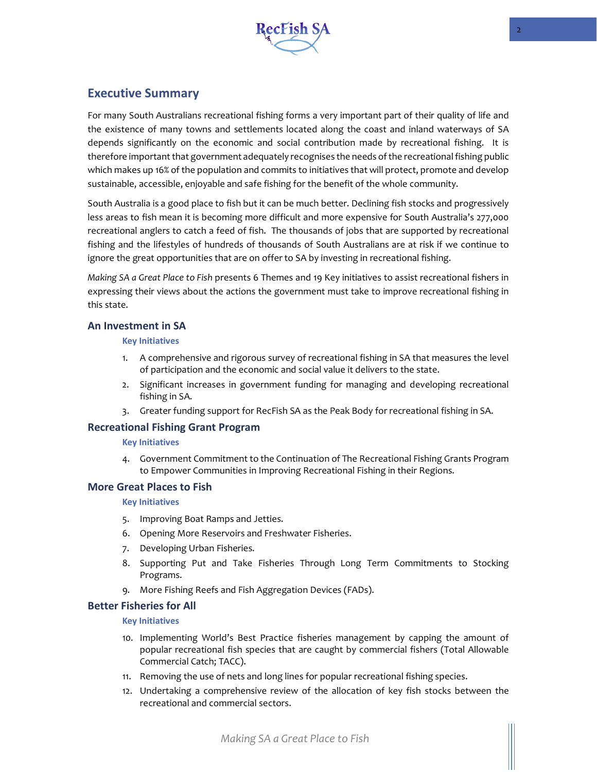## Executive Summary

For many South Australians recreational fishing forms a very important part of their quality of life and the existence of many towns and settlements located along the coast and inland waterways of SA depends significantly on the economic and social contribution made by recreational fishing. It is therefore important that government adequately recognises the needs of the recreational fishing public which makes up 16% of the population and commits to initiatives that will protect, promote and develop sustainable, accessible, enjoyable and safe fishing for the benefit of the whole community.

South Australia is a good place to fish but it can be much better. Declining fish stocks and progressively less areas to fish mean it is becoming more difficult and more expensive for South Australia's 277,000 recreational anglers to catch a feed of fish. The thousands of jobs that are supported by recreational fishing and the lifestyles of hundreds of thousands of South Australians are at risk if we continue to ignore the great opportunities that are on offer to SA by investing in recreational fishing.

*Making SA a Great Place to Fish* presents 6 Themes and 19 Key initiatives to assist recreational fishers in expressing their views about the actions the government must take to improve recreational fishing in this state.

### An Investment in SA

#### Key Initiatives

1. A comprehensive and rigorous survey of recreational fishing in SA that measures the level of participation and the economic and social value it delivers to the state.
2. Significant increases in government funding for managing and developing recreational fishing in SA.
3. Greater funding support for RecFish SA as the Peak Body for recreational fishing in SA.

### Recreational Fishing Grant Program

#### Key Initiatives

4. Government Commitment to the Continuation of The Recreational Fishing Grants Program to Empower Communities in Improving Recreational Fishing in their Regions.

### More Great Places to Fish

#### Key Initiatives

5. Improving Boat Ramps and Jetties.
6. Opening More Reservoirs and Freshwater Fisheries.
7. Developing Urban Fisheries.
8. Supporting Put and Take Fisheries Through Long Term Commitments to Stocking Programs.
9. More Fishing Reefs and Fish Aggregation Devices (FADs).

### Better Fisheries for All

#### Key Initiatives

10. Implementing World's Best Practice fisheries management by capping the amount of popular recreational fish species that are caught by commercial fishers (Total Allowable Commercial Catch; TACC).
11. Removing the use of nets and long lines for popular recreational fishing species.
12. Undertaking a comprehensive review of the allocation of key fish stocks between the recreational and commercial sectors.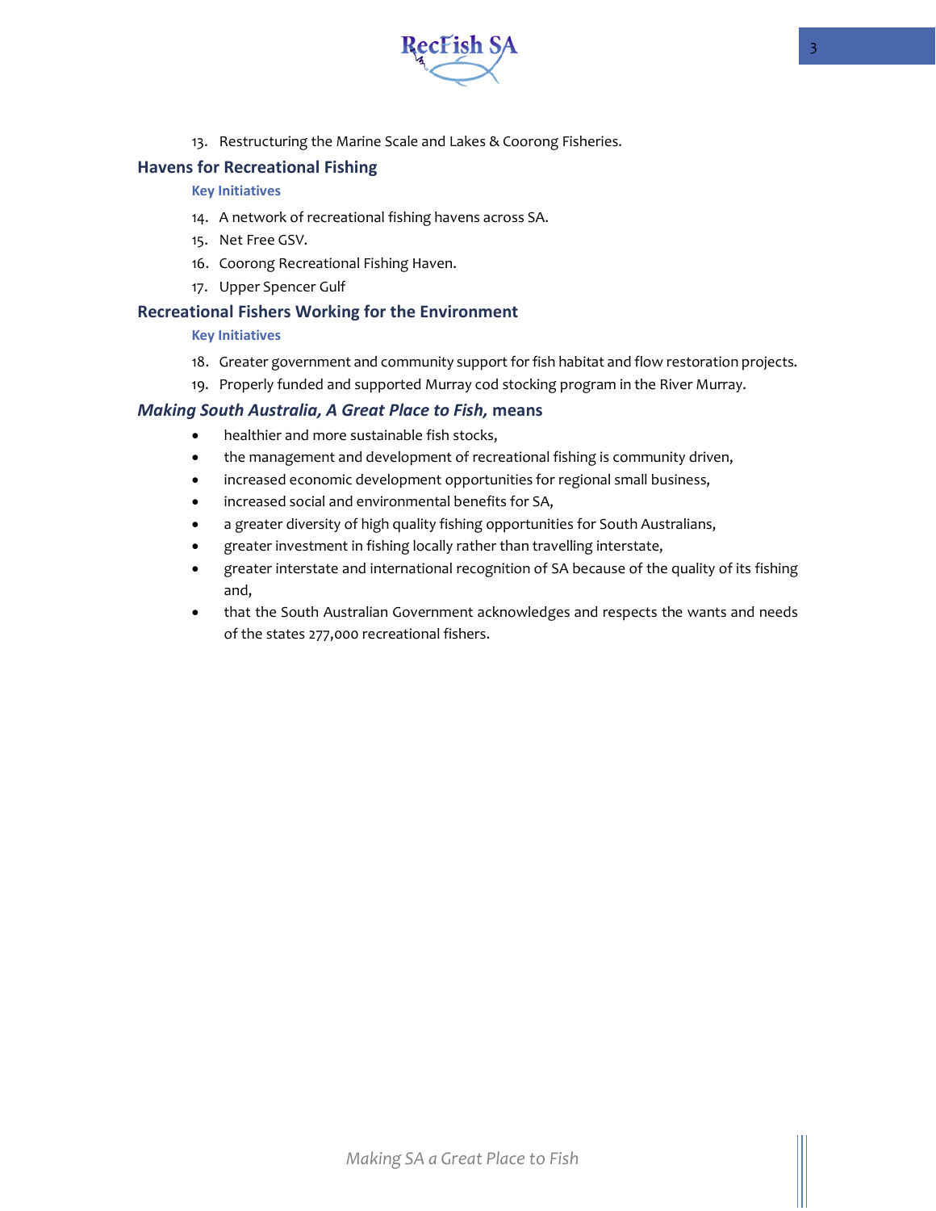13. Restructuring the Marine Scale and Lakes & Coorong Fisheries.

## Havens for Recreational Fishing

### Key Initiatives

14. A network of recreational fishing havens across SA.
15. Net Free GSV.
16. Coorong Recreational Fishing Haven.
17. Upper Spencer Gulf

## Recreational Fishers Working for the Environment

### Key Initiatives

18. Greater government and community support for fish habitat and flow restoration projects.
19. Properly funded and supported Murray cod stocking program in the River Murray.

## *Making South Australia, A Great Place to Fish,* means

- healthier and more sustainable fish stocks,
- the management and development of recreational fishing is community driven,
- increased economic development opportunities for regional small business,
- increased social and environmental benefits for SA,
- a greater diversity of high quality fishing opportunities for South Australians,
- greater investment in fishing locally rather than travelling interstate,
- greater interstate and international recognition of SA because of the quality of its fishing and,
- that the South Australian Government acknowledges and respects the wants and needs of the states 277,000 recreational fishers.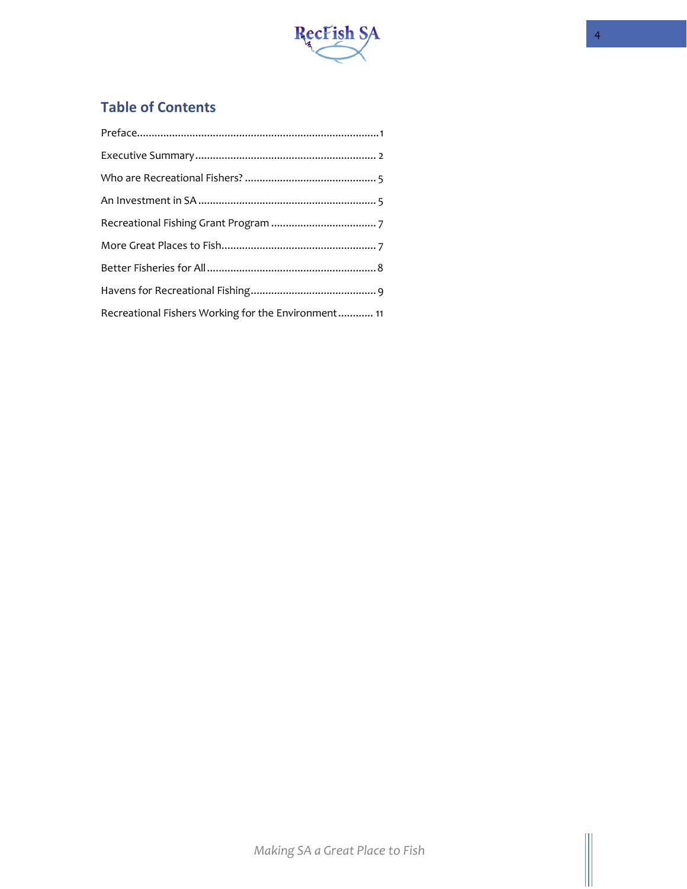## Table of Contents

Preface....................................................................................1

Executive Summary............................................................... 2

Who are Recreational Fishers? ............................................. 5

An Investment in SA ............................................................. 5

Recreational Fishing Grant Program .................................... 7

More Great Places to Fish..................................................... 7

Better Fisheries for All........................................................... 8

Havens for Recreational Fishing............................................ 9

Recreational Fishers Working for the Environment............ 11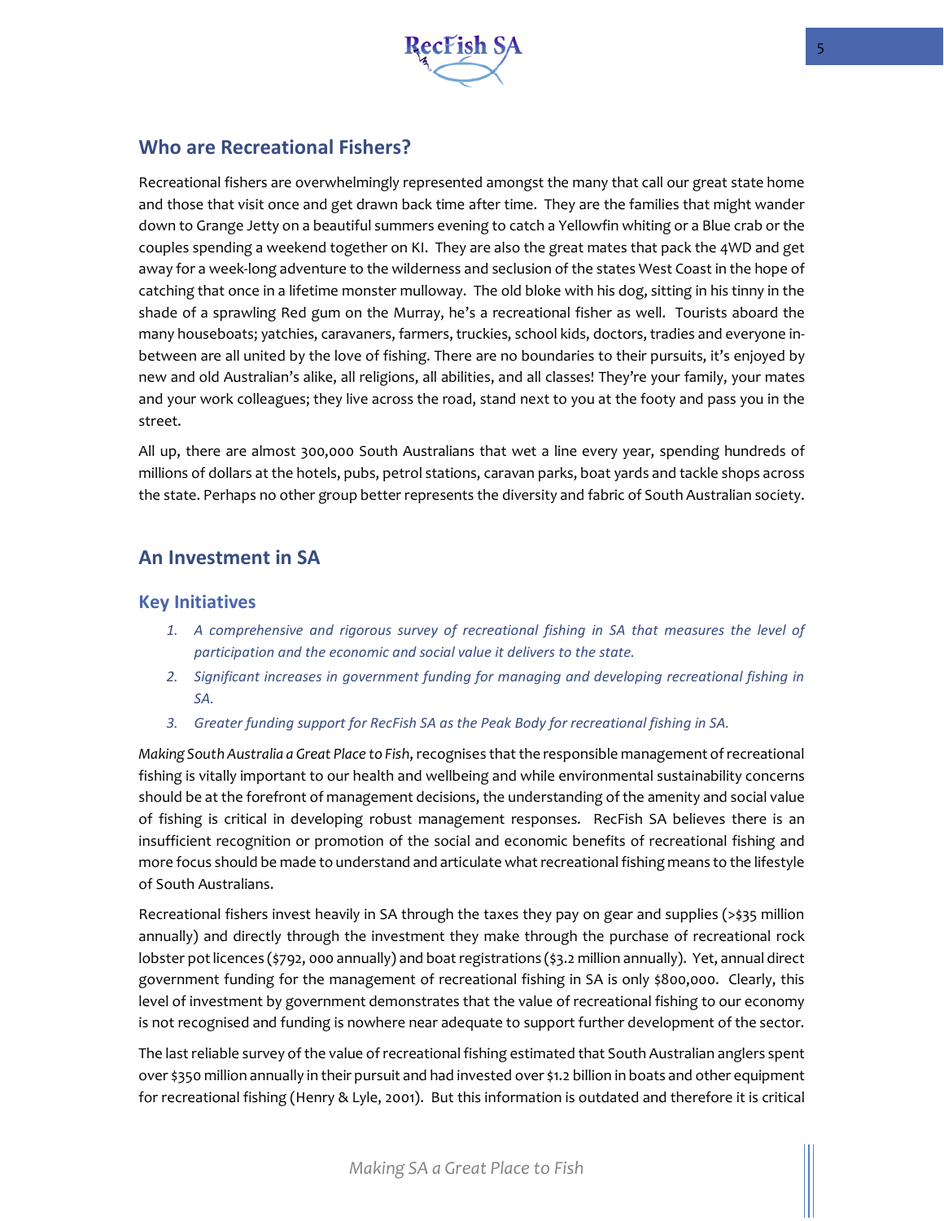## Who are Recreational Fishers?

Recreational fishers are overwhelmingly represented amongst the many that call our great state home and those that visit once and get drawn back time after time. They are the families that might wander down to Grange Jetty on a beautiful summers evening to catch a Yellowfin whiting or a Blue crab or the couples spending a weekend together on KI. They are also the great mates that pack the 4WD and get away for a week-long adventure to the wilderness and seclusion of the states West Coast in the hope of catching that once in a lifetime monster mulloway. The old bloke with his dog, sitting in his tinny in the shade of a sprawling Red gum on the Murray, he's a recreational fisher as well. Tourists aboard the many houseboats; yatchies, caravaners, farmers, truckies, school kids, doctors, tradies and everyone in-between are all united by the love of fishing. There are no boundaries to their pursuits, it's enjoyed by new and old Australian's alike, all religions, all abilities, and all classes! They're your family, your mates and your work colleagues; they live across the road, stand next to you at the footy and pass you in the street.

All up, there are almost 300,000 South Australians that wet a line every year, spending hundreds of millions of dollars at the hotels, pubs, petrol stations, caravan parks, boat yards and tackle shops across the state. Perhaps no other group better represents the diversity and fabric of South Australian society.

## An Investment in SA

### Key Initiatives

1. *A comprehensive and rigorous survey of recreational fishing in SA that measures the level of participation and the economic and social value it delivers to the state.*
2. *Significant increases in government funding for managing and developing recreational fishing in SA.*
3. *Greater funding support for RecFish SA as the Peak Body for recreational fishing in SA.*

*Making South Australia a Great Place to Fish*, recognises that the responsible management of recreational fishing is vitally important to our health and wellbeing and while environmental sustainability concerns should be at the forefront of management decisions, the understanding of the amenity and social value of fishing is critical in developing robust management responses. RecFish SA believes there is an insufficient recognition or promotion of the social and economic benefits of recreational fishing and more focus should be made to understand and articulate what recreational fishing means to the lifestyle of South Australians.

Recreational fishers invest heavily in SA through the taxes they pay on gear and supplies (>$35 million annually) and directly through the investment they make through the purchase of recreational rock lobster pot licences ($792, 000 annually) and boat registrations ($3.2 million annually). Yet, annual direct government funding for the management of recreational fishing in SA is only $800,000. Clearly, this level of investment by government demonstrates that the value of recreational fishing to our economy is not recognised and funding is nowhere near adequate to support further development of the sector.

The last reliable survey of the value of recreational fishing estimated that South Australian anglers spent over $350 million annually in their pursuit and had invested over $1.2 billion in boats and other equipment for recreational fishing (Henry & Lyle, 2001). But this information is outdated and therefore it is critical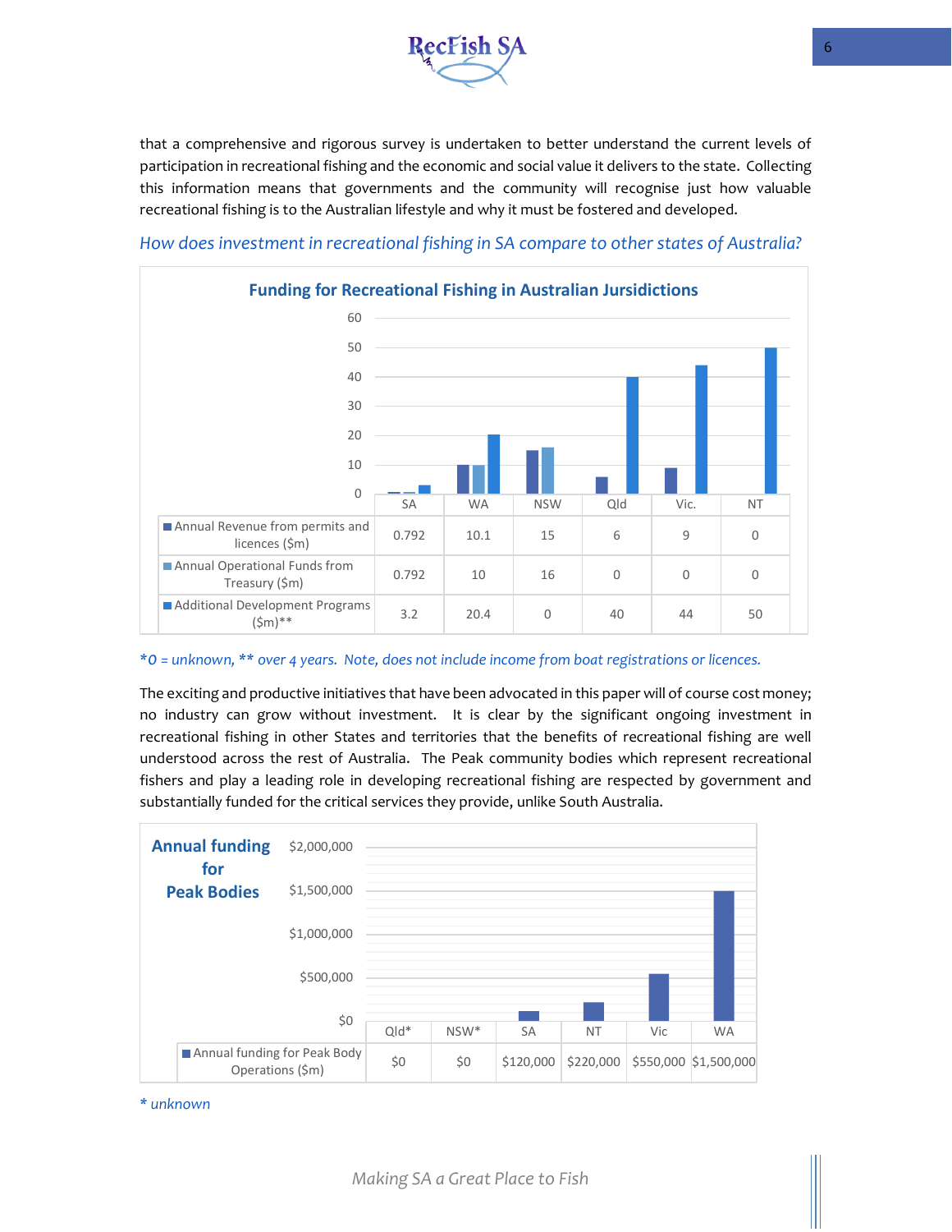that a comprehensive and rigorous survey is undertaken to better understand the current levels of participation in recreational fishing and the economic and social value it delivers to the state. Collecting this information means that governments and the community will recognise just how valuable recreational fishing is to the Australian lifestyle and why it must be fostered and developed.

### *How does investment in recreational fishing in SA compare to other states of Australia?*

**Funding for Recreational Fishing in Australian Jursidictions**

| | SA | WA | NSW | Qld | Vic. | NT |
|---|---|---|---|---|---|---|
| Annual Revenue from permits and licences ($m) | 0.792 | 10.1 | 15 | 6 | 9 | 0 |
| Annual Operational Funds from Treasury ($m) | 0.792 | 10 | 16 | 0 | 0 | 0 |
| Additional Development Programs ($m)** | 3.2 | 20.4 | 0 | 40 | 44 | 50 |

*\*0 = unknown, ** over 4 years. Note, does not include income from boat registrations or licences.*

The exciting and productive initiatives that have been advocated in this paper will of course cost money; no industry can grow without investment. It is clear by the significant ongoing investment in recreational fishing in other States and territories that the benefits of recreational fishing are well understood across the rest of Australia. The Peak community bodies which represent recreational fishers and play a leading role in developing recreational fishing are respected by government and substantially funded for the critical services they provide, unlike South Australia.

**Annual funding for Peak Bodies**

| | Qld* | NSW* | SA | NT | Vic | WA |
|---|---|---|---|---|---|---|
| Annual funding for Peak Body Operations ($m) | $0 | $0 | $120,000 | $220,000 | $550,000 | $1,500,000 |

*\* unknown*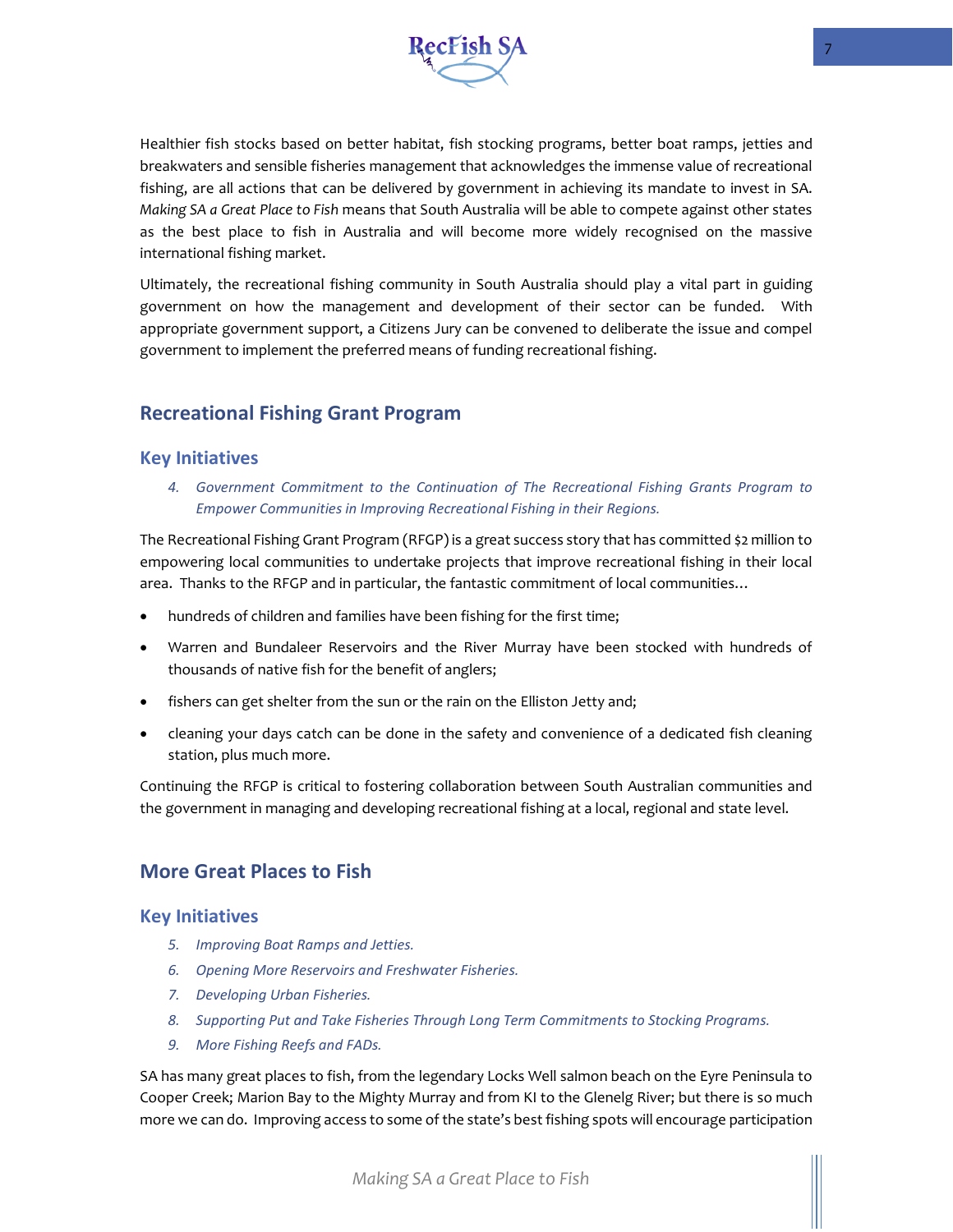Healthier fish stocks based on better habitat, fish stocking programs, better boat ramps, jetties and breakwaters and sensible fisheries management that acknowledges the immense value of recreational fishing, are all actions that can be delivered by government in achieving its mandate to invest in SA. *Making SA a Great Place to Fish* means that South Australia will be able to compete against other states as the best place to fish in Australia and will become more widely recognised on the massive international fishing market.

Ultimately, the recreational fishing community in South Australia should play a vital part in guiding government on how the management and development of their sector can be funded. With appropriate government support, a Citizens Jury can be convened to deliberate the issue and compel government to implement the preferred means of funding recreational fishing.

## Recreational Fishing Grant Program

### Key Initiatives

4. *Government Commitment to the Continuation of The Recreational Fishing Grants Program to Empower Communities in Improving Recreational Fishing in their Regions.*

The Recreational Fishing Grant Program (RFGP) is a great success story that has committed $2 million to empowering local communities to undertake projects that improve recreational fishing in their local area. Thanks to the RFGP and in particular, the fantastic commitment of local communities…

- hundreds of children and families have been fishing for the first time;
- Warren and Bundaleer Reservoirs and the River Murray have been stocked with hundreds of thousands of native fish for the benefit of anglers;
- fishers can get shelter from the sun or the rain on the Elliston Jetty and;
- cleaning your days catch can be done in the safety and convenience of a dedicated fish cleaning station, plus much more.

Continuing the RFGP is critical to fostering collaboration between South Australian communities and the government in managing and developing recreational fishing at a local, regional and state level.

## More Great Places to Fish

### Key Initiatives

5. *Improving Boat Ramps and Jetties.*
6. *Opening More Reservoirs and Freshwater Fisheries.*
7. *Developing Urban Fisheries.*
8. *Supporting Put and Take Fisheries Through Long Term Commitments to Stocking Programs.*
9. *More Fishing Reefs and FADs.*

SA has many great places to fish, from the legendary Locks Well salmon beach on the Eyre Peninsula to Cooper Creek; Marion Bay to the Mighty Murray and from KI to the Glenelg River; but there is so much more we can do. Improving access to some of the state's best fishing spots will encourage participation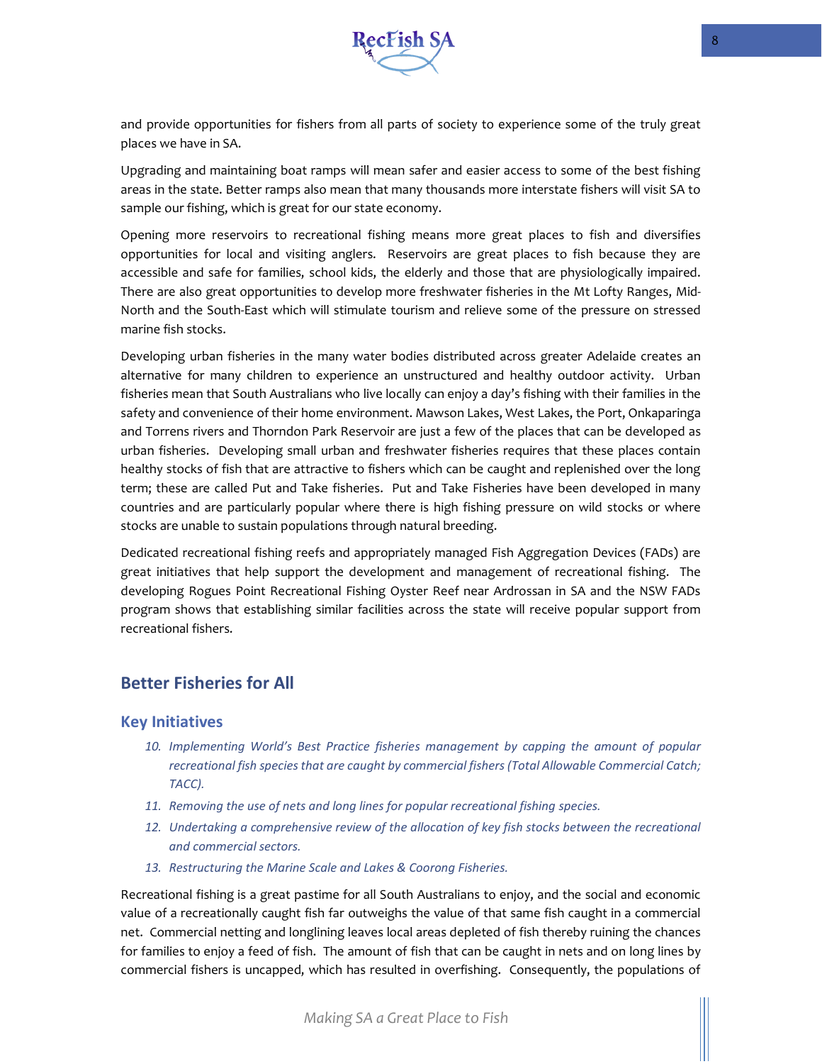and provide opportunities for fishers from all parts of society to experience some of the truly great places we have in SA.

Upgrading and maintaining boat ramps will mean safer and easier access to some of the best fishing areas in the state. Better ramps also mean that many thousands more interstate fishers will visit SA to sample our fishing, which is great for our state economy.

Opening more reservoirs to recreational fishing means more great places to fish and diversifies opportunities for local and visiting anglers. Reservoirs are great places to fish because they are accessible and safe for families, school kids, the elderly and those that are physiologically impaired. There are also great opportunities to develop more freshwater fisheries in the Mt Lofty Ranges, Mid-North and the South-East which will stimulate tourism and relieve some of the pressure on stressed marine fish stocks.

Developing urban fisheries in the many water bodies distributed across greater Adelaide creates an alternative for many children to experience an unstructured and healthy outdoor activity. Urban fisheries mean that South Australians who live locally can enjoy a day's fishing with their families in the safety and convenience of their home environment. Mawson Lakes, West Lakes, the Port, Onkaparinga and Torrens rivers and Thorndon Park Reservoir are just a few of the places that can be developed as urban fisheries. Developing small urban and freshwater fisheries requires that these places contain healthy stocks of fish that are attractive to fishers which can be caught and replenished over the long term; these are called Put and Take fisheries. Put and Take Fisheries have been developed in many countries and are particularly popular where there is high fishing pressure on wild stocks or where stocks are unable to sustain populations through natural breeding.

Dedicated recreational fishing reefs and appropriately managed Fish Aggregation Devices (FADs) are great initiatives that help support the development and management of recreational fishing. The developing Rogues Point Recreational Fishing Oyster Reef near Ardrossan in SA and the NSW FADs program shows that establishing similar facilities across the state will receive popular support from recreational fishers.

## Better Fisheries for All

### Key Initiatives

10. *Implementing World's Best Practice fisheries management by capping the amount of popular recreational fish species that are caught by commercial fishers (Total Allowable Commercial Catch; TACC).*
11. *Removing the use of nets and long lines for popular recreational fishing species.*
12. *Undertaking a comprehensive review of the allocation of key fish stocks between the recreational and commercial sectors.*
13. *Restructuring the Marine Scale and Lakes & Coorong Fisheries.*

Recreational fishing is a great pastime for all South Australians to enjoy, and the social and economic value of a recreationally caught fish far outweighs the value of that same fish caught in a commercial net. Commercial netting and longlining leaves local areas depleted of fish thereby ruining the chances for families to enjoy a feed of fish. The amount of fish that can be caught in nets and on long lines by commercial fishers is uncapped, which has resulted in overfishing. Consequently, the populations of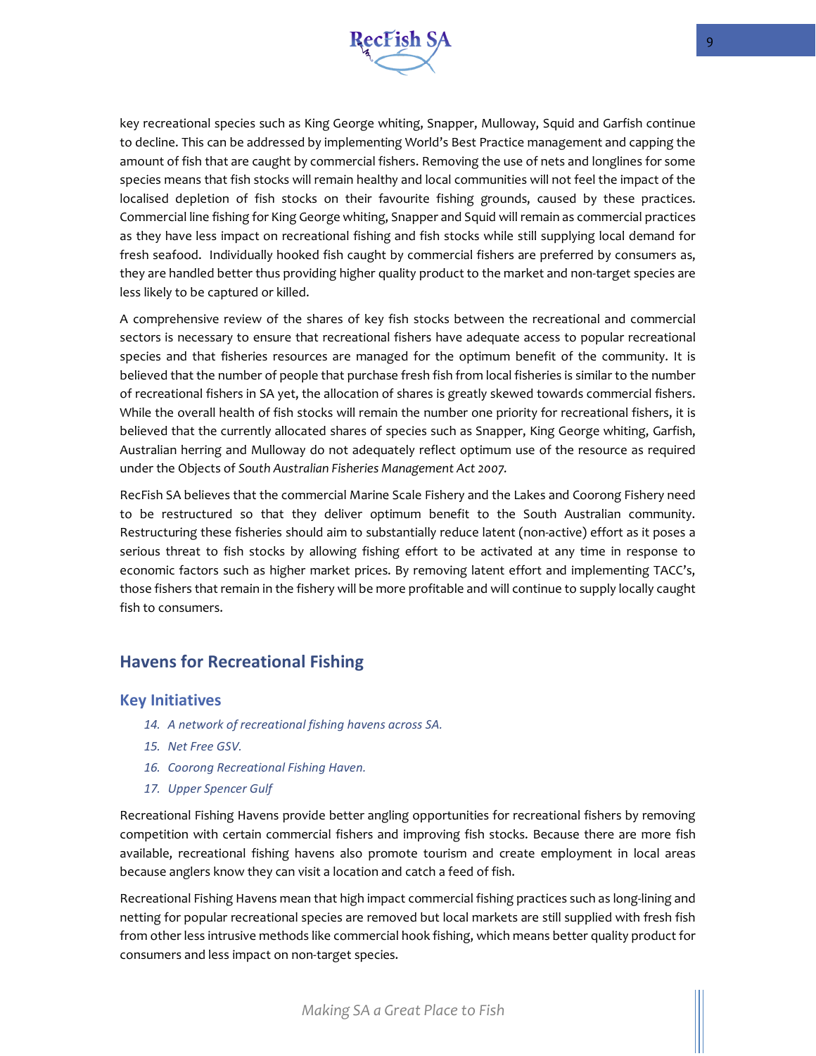key recreational species such as King George whiting, Snapper, Mulloway, Squid and Garfish continue to decline. This can be addressed by implementing World's Best Practice management and capping the amount of fish that are caught by commercial fishers. Removing the use of nets and longlines for some species means that fish stocks will remain healthy and local communities will not feel the impact of the localised depletion of fish stocks on their favourite fishing grounds, caused by these practices. Commercial line fishing for King George whiting, Snapper and Squid will remain as commercial practices as they have less impact on recreational fishing and fish stocks while still supplying local demand for fresh seafood. Individually hooked fish caught by commercial fishers are preferred by consumers as, they are handled better thus providing higher quality product to the market and non-target species are less likely to be captured or killed.

A comprehensive review of the shares of key fish stocks between the recreational and commercial sectors is necessary to ensure that recreational fishers have adequate access to popular recreational species and that fisheries resources are managed for the optimum benefit of the community. It is believed that the number of people that purchase fresh fish from local fisheries is similar to the number of recreational fishers in SA yet, the allocation of shares is greatly skewed towards commercial fishers. While the overall health of fish stocks will remain the number one priority for recreational fishers, it is believed that the currently allocated shares of species such as Snapper, King George whiting, Garfish, Australian herring and Mulloway do not adequately reflect optimum use of the resource as required under the Objects of *South Australian Fisheries Management Act 2007.*

RecFish SA believes that the commercial Marine Scale Fishery and the Lakes and Coorong Fishery need to be restructured so that they deliver optimum benefit to the South Australian community. Restructuring these fisheries should aim to substantially reduce latent (non-active) effort as it poses a serious threat to fish stocks by allowing fishing effort to be activated at any time in response to economic factors such as higher market prices. By removing latent effort and implementing TACC's, those fishers that remain in the fishery will be more profitable and will continue to supply locally caught fish to consumers.

## Havens for Recreational Fishing

### Key Initiatives

14. *A network of recreational fishing havens across SA.*
15. *Net Free GSV.*
16. *Coorong Recreational Fishing Haven.*
17. *Upper Spencer Gulf*

Recreational Fishing Havens provide better angling opportunities for recreational fishers by removing competition with certain commercial fishers and improving fish stocks. Because there are more fish available, recreational fishing havens also promote tourism and create employment in local areas because anglers know they can visit a location and catch a feed of fish.

Recreational Fishing Havens mean that high impact commercial fishing practices such as long-lining and netting for popular recreational species are removed but local markets are still supplied with fresh fish from other less intrusive methods like commercial hook fishing, which means better quality product for consumers and less impact on non-target species.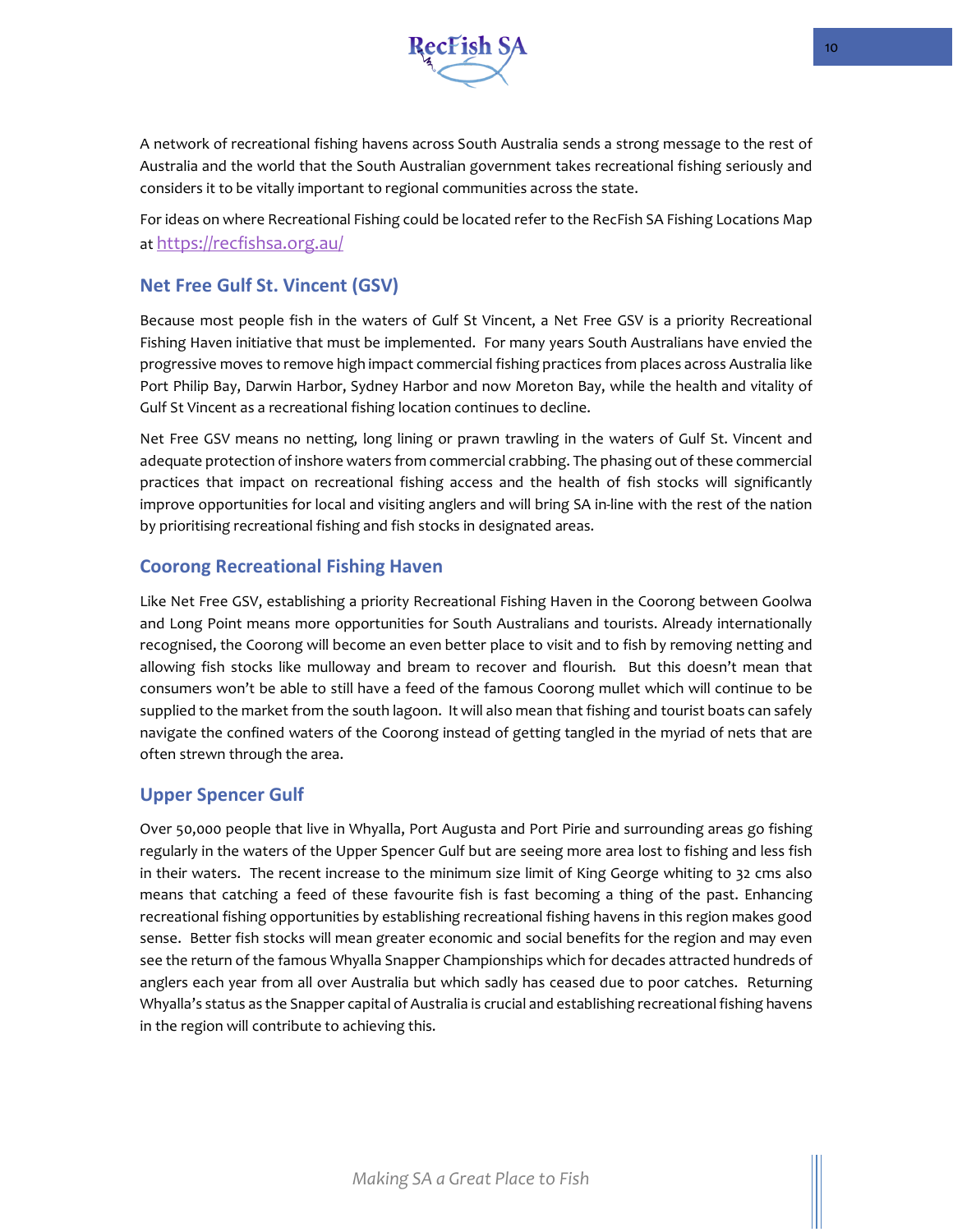A network of recreational fishing havens across South Australia sends a strong message to the rest of Australia and the world that the South Australian government takes recreational fishing seriously and considers it to be vitally important to regional communities across the state.

For ideas on where Recreational Fishing could be located refer to the RecFish SA Fishing Locations Map at https://recfishsa.org.au/

## Net Free Gulf St. Vincent (GSV)

Because most people fish in the waters of Gulf St Vincent, a Net Free GSV is a priority Recreational Fishing Haven initiative that must be implemented. For many years South Australians have envied the progressive moves to remove high impact commercial fishing practices from places across Australia like Port Philip Bay, Darwin Harbor, Sydney Harbor and now Moreton Bay, while the health and vitality of Gulf St Vincent as a recreational fishing location continues to decline.

Net Free GSV means no netting, long lining or prawn trawling in the waters of Gulf St. Vincent and adequate protection of inshore waters from commercial crabbing. The phasing out of these commercial practices that impact on recreational fishing access and the health of fish stocks will significantly improve opportunities for local and visiting anglers and will bring SA in-line with the rest of the nation by prioritising recreational fishing and fish stocks in designated areas.

## Coorong Recreational Fishing Haven

Like Net Free GSV, establishing a priority Recreational Fishing Haven in the Coorong between Goolwa and Long Point means more opportunities for South Australians and tourists. Already internationally recognised, the Coorong will become an even better place to visit and to fish by removing netting and allowing fish stocks like mulloway and bream to recover and flourish. But this doesn't mean that consumers won't be able to still have a feed of the famous Coorong mullet which will continue to be supplied to the market from the south lagoon. It will also mean that fishing and tourist boats can safely navigate the confined waters of the Coorong instead of getting tangled in the myriad of nets that are often strewn through the area.

## Upper Spencer Gulf

Over 50,000 people that live in Whyalla, Port Augusta and Port Pirie and surrounding areas go fishing regularly in the waters of the Upper Spencer Gulf but are seeing more area lost to fishing and less fish in their waters. The recent increase to the minimum size limit of King George whiting to 32 cms also means that catching a feed of these favourite fish is fast becoming a thing of the past. Enhancing recreational fishing opportunities by establishing recreational fishing havens in this region makes good sense. Better fish stocks will mean greater economic and social benefits for the region and may even see the return of the famous Whyalla Snapper Championships which for decades attracted hundreds of anglers each year from all over Australia but which sadly has ceased due to poor catches. Returning Whyalla's status as the Snapper capital of Australia is crucial and establishing recreational fishing havens in the region will contribute to achieving this.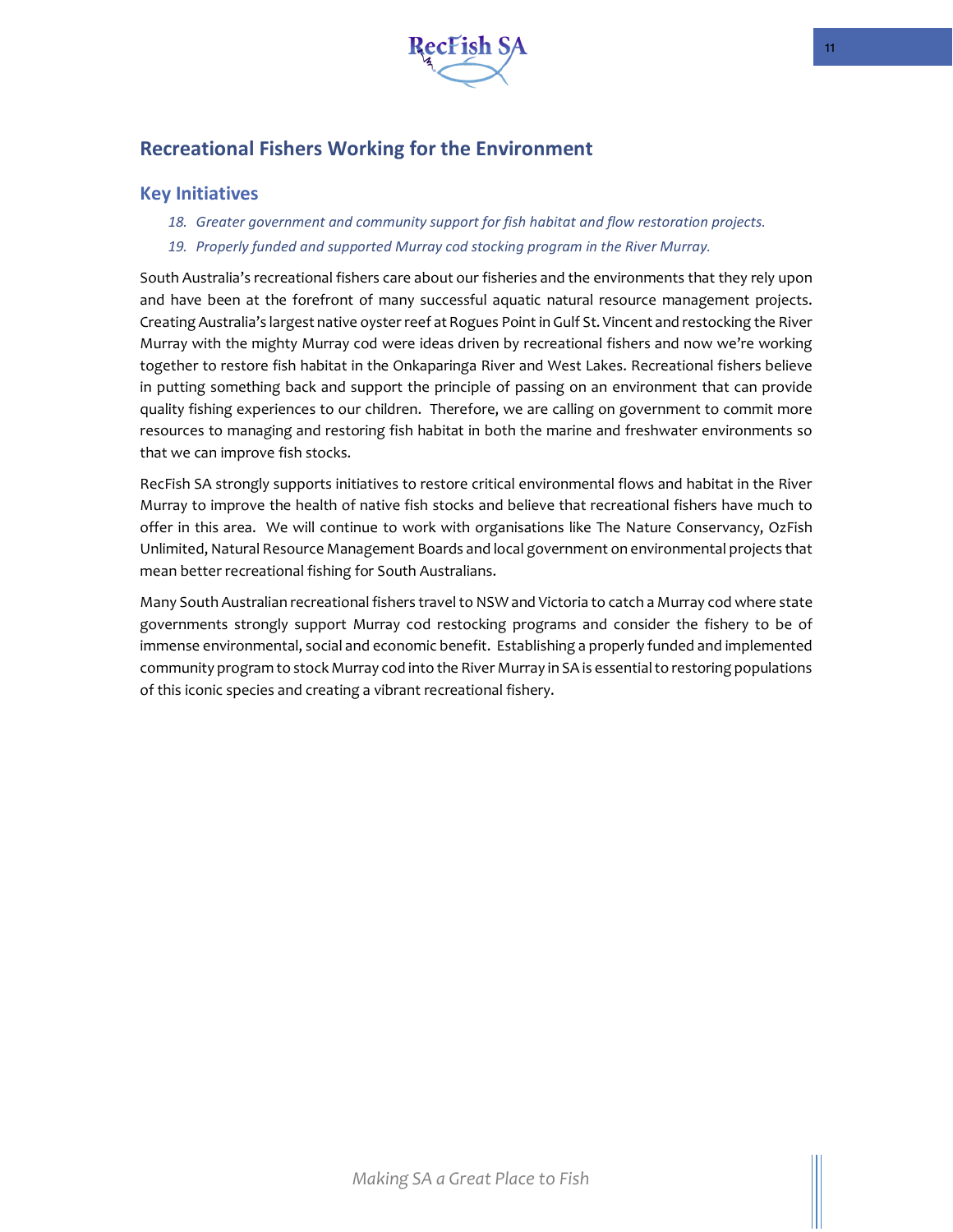## Recreational Fishers Working for the Environment

### Key Initiatives

18. *Greater government and community support for fish habitat and flow restoration projects.*
19. *Properly funded and supported Murray cod stocking program in the River Murray.*

South Australia's recreational fishers care about our fisheries and the environments that they rely upon and have been at the forefront of many successful aquatic natural resource management projects. Creating Australia's largest native oyster reef at Rogues Point in Gulf St. Vincent and restocking the River Murray with the mighty Murray cod were ideas driven by recreational fishers and now we're working together to restore fish habitat in the Onkaparinga River and West Lakes. Recreational fishers believe in putting something back and support the principle of passing on an environment that can provide quality fishing experiences to our children. Therefore, we are calling on government to commit more resources to managing and restoring fish habitat in both the marine and freshwater environments so that we can improve fish stocks.

RecFish SA strongly supports initiatives to restore critical environmental flows and habitat in the River Murray to improve the health of native fish stocks and believe that recreational fishers have much to offer in this area. We will continue to work with organisations like The Nature Conservancy, OzFish Unlimited, Natural Resource Management Boards and local government on environmental projects that mean better recreational fishing for South Australians.

Many South Australian recreational fishers travel to NSW and Victoria to catch a Murray cod where state governments strongly support Murray cod restocking programs and consider the fishery to be of immense environmental, social and economic benefit. Establishing a properly funded and implemented community program to stock Murray cod into the River Murray in SA is essential to restoring populations of this iconic species and creating a vibrant recreational fishery.